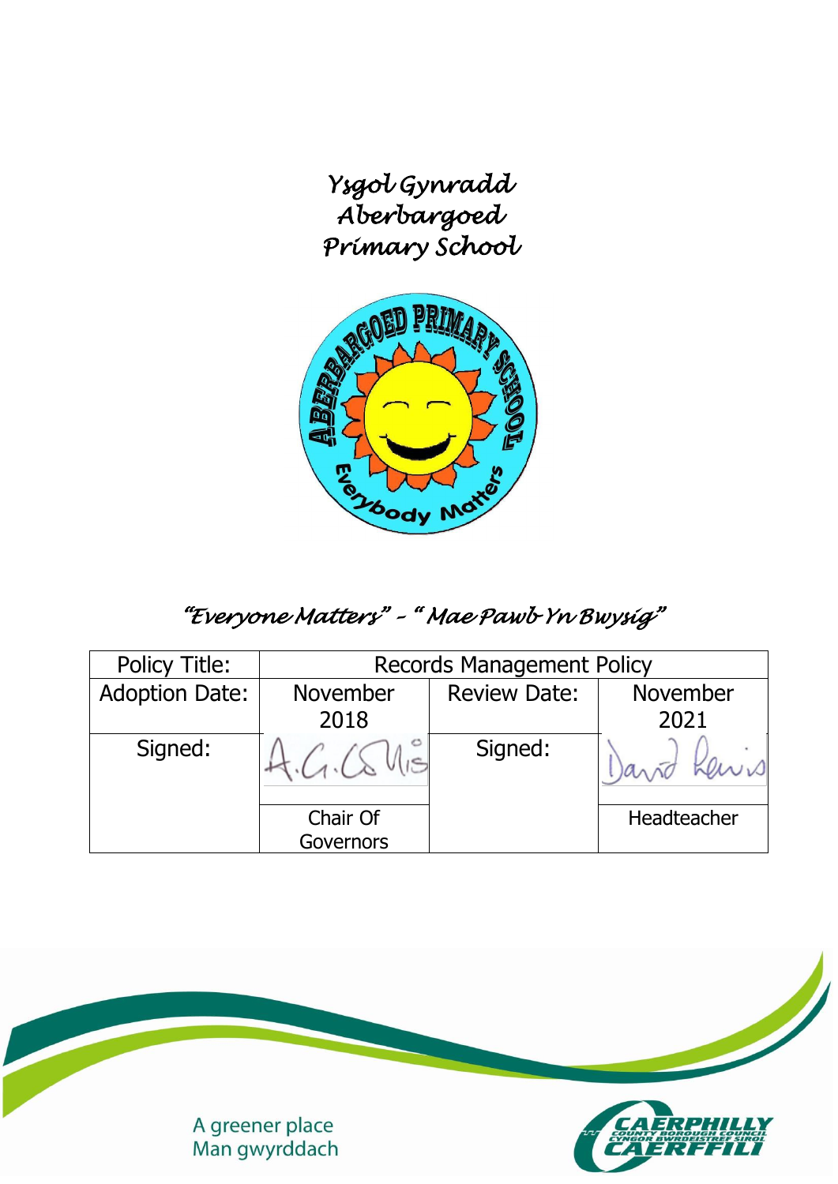# Ysgol Gynradd Aberbargoed Primary School

*"Everyone Matters" – " Mae Pawb Yn Bwysig"*

| Policy Title: | Records Management Policy | | |
|---|---|---|---|
| Adoption Date: | November 2018 | Review Date: | November 2021 |
| Signed: | A.G.Collis | Signed: | David Lewis |
| | Chair Of Governors | | Headteacher |

A greener place
Man gwyrddach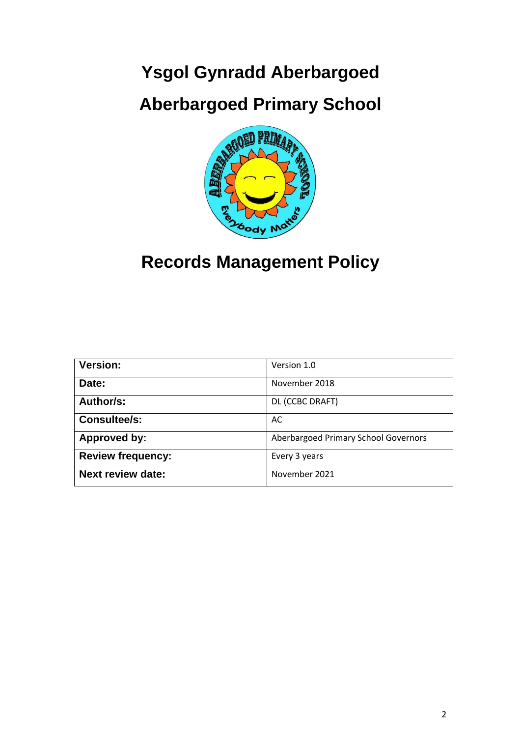# Ysgol Gynradd Aberbargoed

# Aberbargoed Primary School

# Records Management Policy

| Version: | Version 1.0 |
| --- | --- |
| Date: | November 2018 |
| Author/s: | DL (CCBC DRAFT) |
| Consultee/s: | AC |
| Approved by: | Aberbargoed Primary School Governors |
| Review frequency: | Every 3 years |
| Next review date: | November 2021 |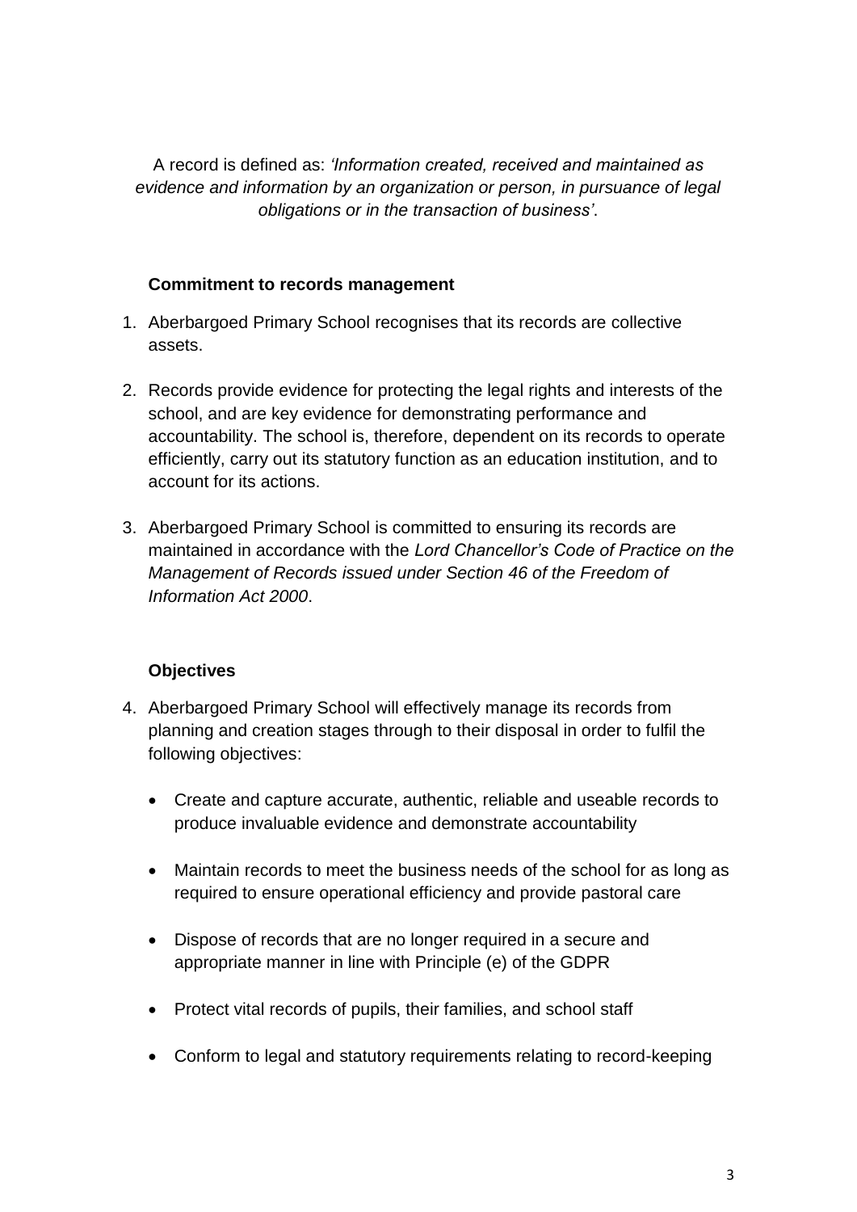A record is defined as: *'Information created, received and maintained as evidence and information by an organization or person, in pursuance of legal obligations or in the transaction of business'*.

**Commitment to records management**

1. Aberbargoed Primary School recognises that its records are collective assets.

2. Records provide evidence for protecting the legal rights and interests of the school, and are key evidence for demonstrating performance and accountability. The school is, therefore, dependent on its records to operate efficiently, carry out its statutory function as an education institution, and to account for its actions.

3. Aberbargoed Primary School is committed to ensuring its records are maintained in accordance with the *Lord Chancellor's Code of Practice on the Management of Records issued under Section 46 of the Freedom of Information Act 2000*.

**Objectives**

4. Aberbargoed Primary School will effectively manage its records from planning and creation stages through to their disposal in order to fulfil the following objectives:

   - Create and capture accurate, authentic, reliable and useable records to produce invaluable evidence and demonstrate accountability

   - Maintain records to meet the business needs of the school for as long as required to ensure operational efficiency and provide pastoral care

   - Dispose of records that are no longer required in a secure and appropriate manner in line with Principle (e) of the GDPR

   - Protect vital records of pupils, their families, and school staff

   - Conform to legal and statutory requirements relating to record-keeping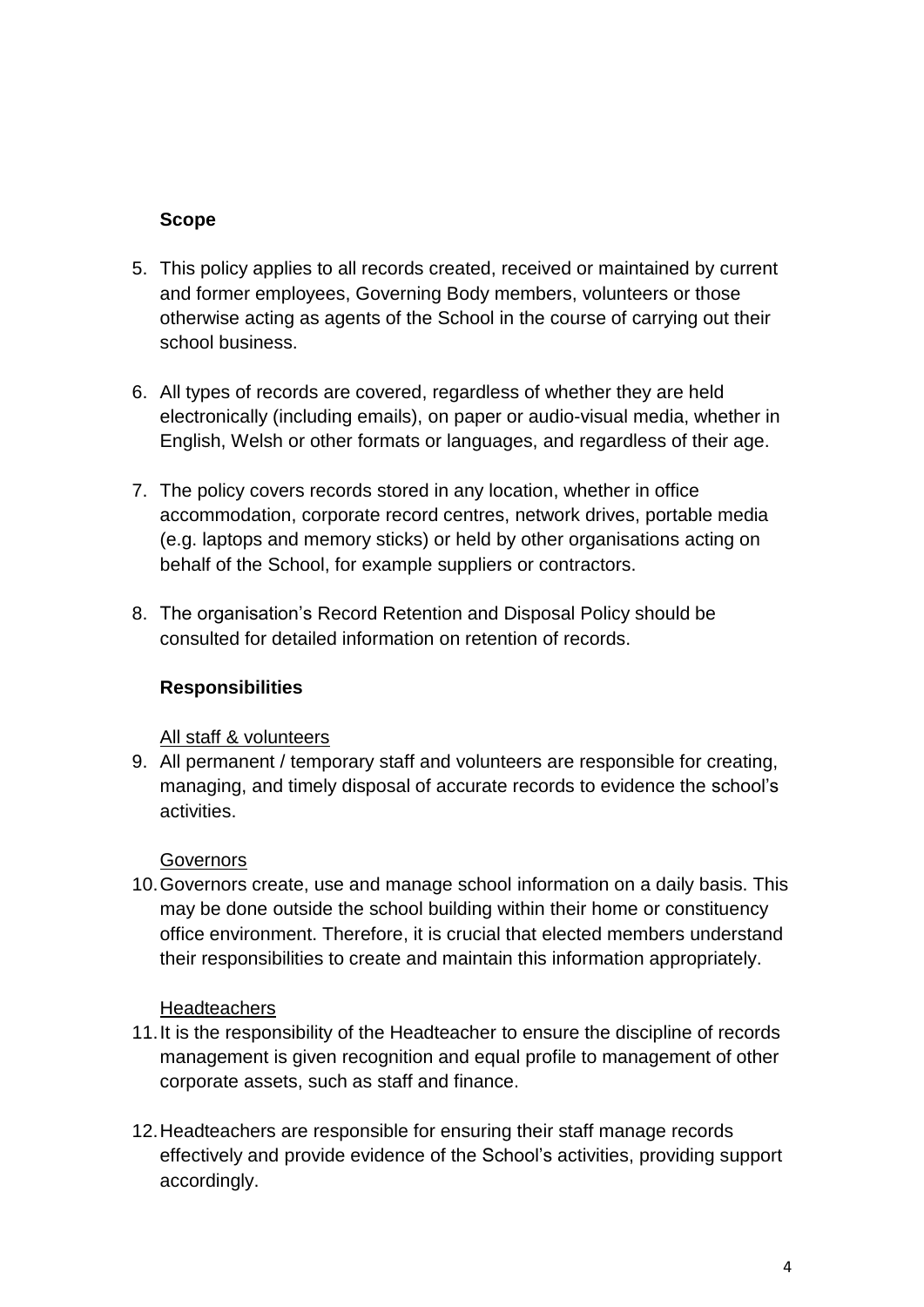### Scope

5. This policy applies to all records created, received or maintained by current and former employees, Governing Body members, volunteers or those otherwise acting as agents of the School in the course of carrying out their school business.

6. All types of records are covered, regardless of whether they are held electronically (including emails), on paper or audio-visual media, whether in English, Welsh or other formats or languages, and regardless of their age.

7. The policy covers records stored in any location, whether in office accommodation, corporate record centres, network drives, portable media (e.g. laptops and memory sticks) or held by other organisations acting on behalf of the School, for example suppliers or contractors.

8. The organisation's Record Retention and Disposal Policy should be consulted for detailed information on retention of records.

### Responsibilities

<u>All staff & volunteers</u>

9. All permanent / temporary staff and volunteers are responsible for creating, managing, and timely disposal of accurate records to evidence the school's activities.

<u>Governors</u>

10. Governors create, use and manage school information on a daily basis. This may be done outside the school building within their home or constituency office environment. Therefore, it is crucial that elected members understand their responsibilities to create and maintain this information appropriately.

<u>Headteachers</u>

11. It is the responsibility of the Headteacher to ensure the discipline of records management is given recognition and equal profile to management of other corporate assets, such as staff and finance.

12. Headteachers are responsible for ensuring their staff manage records effectively and provide evidence of the School's activities, providing support accordingly.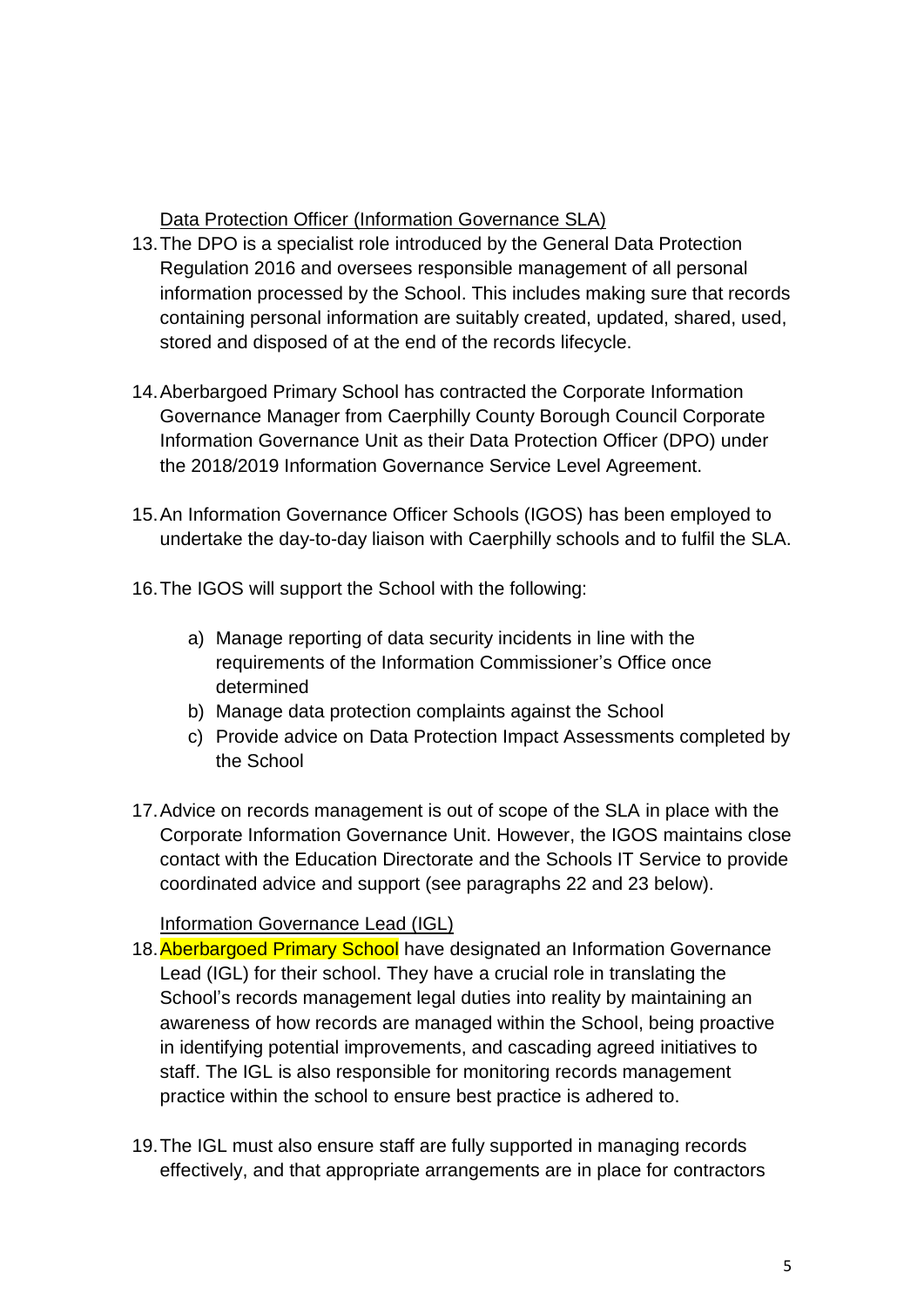Data Protection Officer (Information Governance SLA)

13. The DPO is a specialist role introduced by the General Data Protection Regulation 2016 and oversees responsible management of all personal information processed by the School. This includes making sure that records containing personal information are suitably created, updated, shared, used, stored and disposed of at the end of the records lifecycle.

14. Aberbargoed Primary School has contracted the Corporate Information Governance Manager from Caerphilly County Borough Council Corporate Information Governance Unit as their Data Protection Officer (DPO) under the 2018/2019 Information Governance Service Level Agreement.

15. An Information Governance Officer Schools (IGOS) has been employed to undertake the day-to-day liaison with Caerphilly schools and to fulfil the SLA.

16. The IGOS will support the School with the following:

    a) Manage reporting of data security incidents in line with the requirements of the Information Commissioner's Office once determined
    b) Manage data protection complaints against the School
    c) Provide advice on Data Protection Impact Assessments completed by the School

17. Advice on records management is out of scope of the SLA in place with the Corporate Information Governance Unit. However, the IGOS maintains close contact with the Education Directorate and the Schools IT Service to provide coordinated advice and support (see paragraphs 22 and 23 below).

Information Governance Lead (IGL)

18. Aberbargoed Primary School have designated an Information Governance Lead (IGL) for their school. They have a crucial role in translating the School's records management legal duties into reality by maintaining an awareness of how records are managed within the School, being proactive in identifying potential improvements, and cascading agreed initiatives to staff. The IGL is also responsible for monitoring records management practice within the school to ensure best practice is adhered to.

19. The IGL must also ensure staff are fully supported in managing records effectively, and that appropriate arrangements are in place for contractors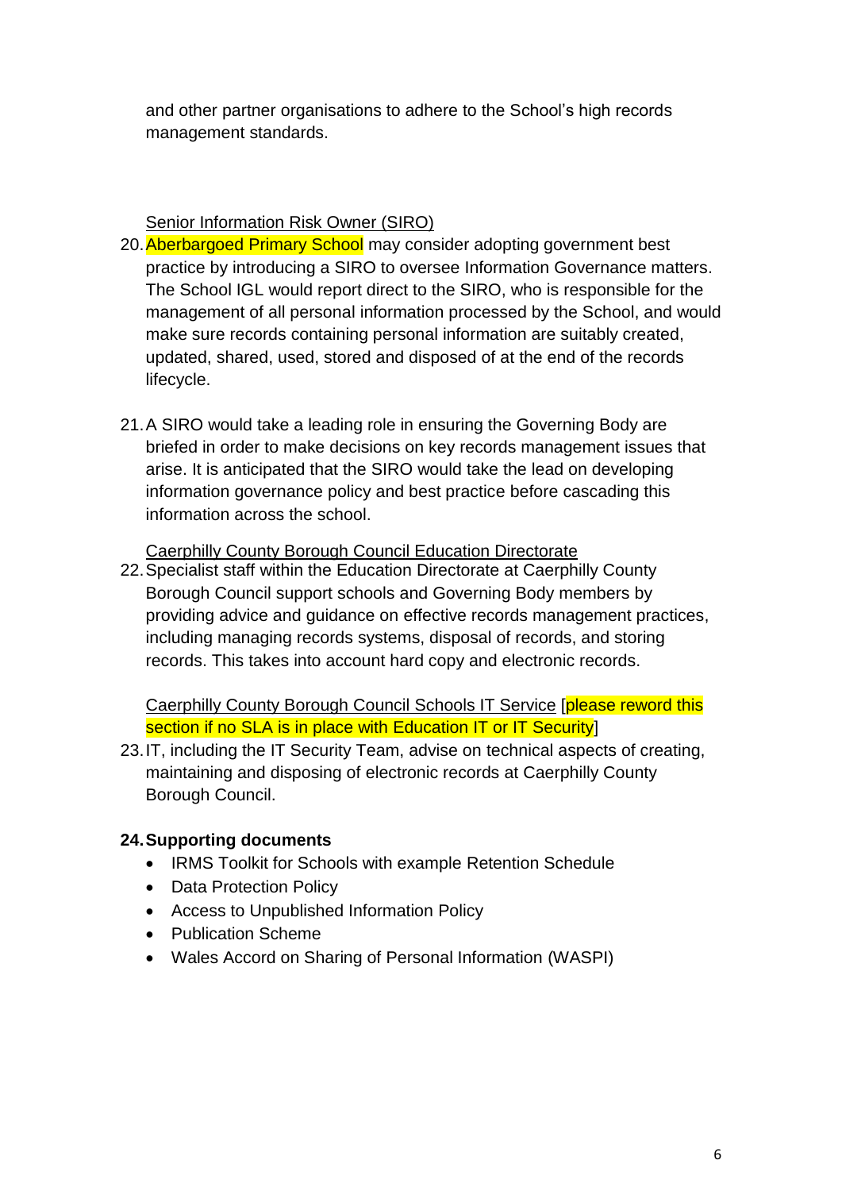and other partner organisations to adhere to the School's high records management standards.

Senior Information Risk Owner (SIRO)

20. Aberbargoed Primary School may consider adopting government best practice by introducing a SIRO to oversee Information Governance matters. The School IGL would report direct to the SIRO, who is responsible for the management of all personal information processed by the School, and would make sure records containing personal information are suitably created, updated, shared, used, stored and disposed of at the end of the records lifecycle.

21. A SIRO would take a leading role in ensuring the Governing Body are briefed in order to make decisions on key records management issues that arise. It is anticipated that the SIRO would take the lead on developing information governance policy and best practice before cascading this information across the school.

Caerphilly County Borough Council Education Directorate

22. Specialist staff within the Education Directorate at Caerphilly County Borough Council support schools and Governing Body members by providing advice and guidance on effective records management practices, including managing records systems, disposal of records, and storing records. This takes into account hard copy and electronic records.

Caerphilly County Borough Council Schools IT Service [please reword this section if no SLA is in place with Education IT or IT Security]

23. IT, including the IT Security Team, advise on technical aspects of creating, maintaining and disposing of electronic records at Caerphilly County Borough Council.

**24. Supporting documents**

- IRMS Toolkit for Schools with example Retention Schedule
- Data Protection Policy
- Access to Unpublished Information Policy
- Publication Scheme
- Wales Accord on Sharing of Personal Information (WASPI)